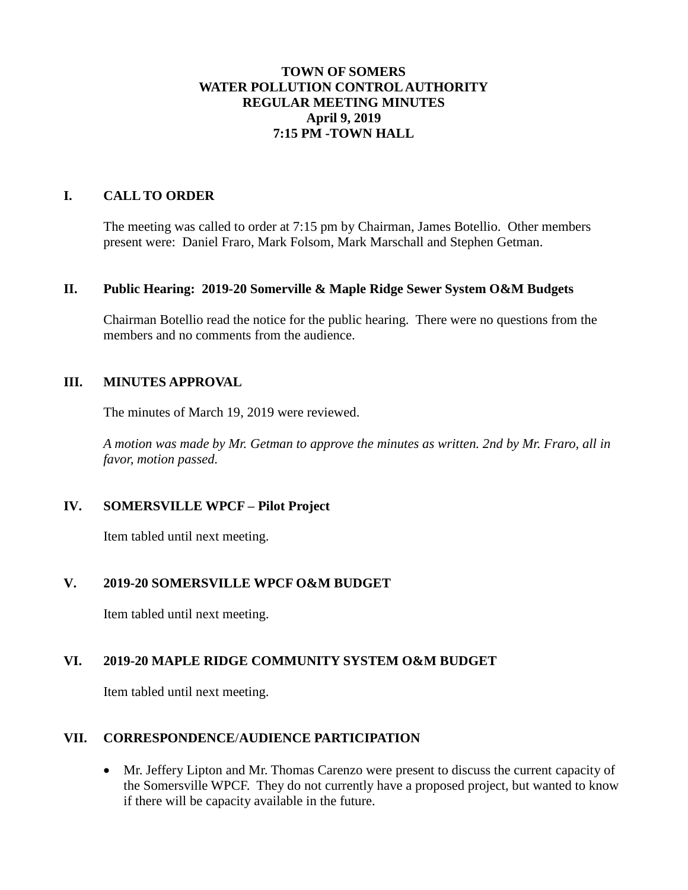**TOWN OF SOMERS**
**WATER POLLUTION CONTROL AUTHORITY**
**REGULAR MEETING MINUTES**
**April 9, 2019**
**7:15 PM -TOWN HALL**

## I. CALL TO ORDER

The meeting was called to order at 7:15 pm by Chairman, James Botellio. Other members present were: Daniel Fraro, Mark Folsom, Mark Marschall and Stephen Getman.

## II. Public Hearing: 2019-20 Somerville & Maple Ridge Sewer System O&M Budgets

Chairman Botellio read the notice for the public hearing. There were no questions from the members and no comments from the audience.

## III. MINUTES APPROVAL

The minutes of March 19, 2019 were reviewed.

*A motion was made by Mr. Getman to approve the minutes as written. 2nd by Mr. Fraro, all in favor, motion passed.*

## IV. SOMERSVILLE WPCF – Pilot Project

Item tabled until next meeting.

## V. 2019-20 SOMERSVILLE WPCF O&M BUDGET

Item tabled until next meeting.

## VI. 2019-20 MAPLE RIDGE COMMUNITY SYSTEM O&M BUDGET

Item tabled until next meeting.

## VII. CORRESPONDENCE/AUDIENCE PARTICIPATION

- Mr. Jeffery Lipton and Mr. Thomas Carenzo were present to discuss the current capacity of the Somersville WPCF. They do not currently have a proposed project, but wanted to know if there will be capacity available in the future.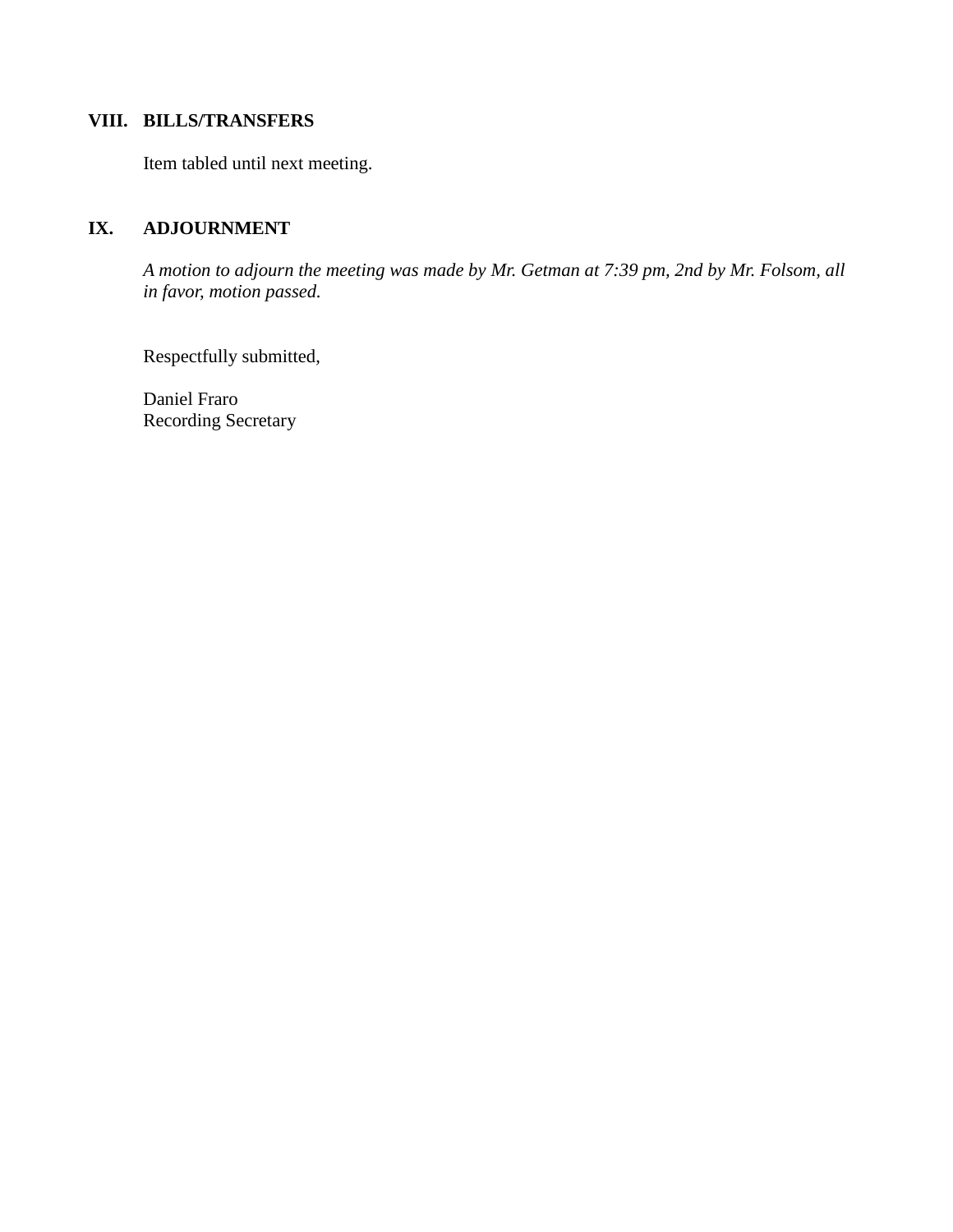## VIII. BILLS/TRANSFERS

Item tabled until next meeting.

## IX. ADJOURNMENT

*A motion to adjourn the meeting was made by Mr. Getman at 7:39 pm, 2nd by Mr. Folsom, all in favor, motion passed.*

Respectfully submitted,

Daniel Fraro
Recording Secretary